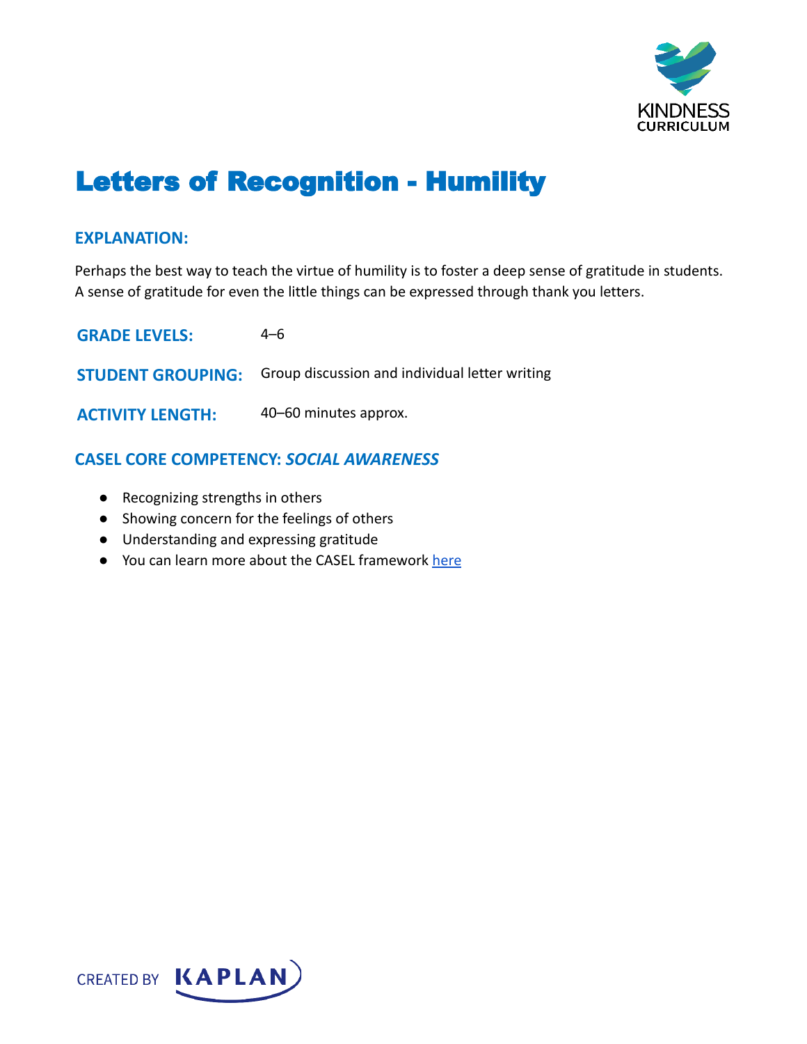# Letters of Recognition - Humility

## EXPLANATION:

Perhaps the best way to teach the virtue of humility is to foster a deep sense of gratitude in students. A sense of gratitude for even the little things can be expressed through thank you letters.

**GRADE LEVELS:** 4–6

**STUDENT GROUPING:** Group discussion and individual letter writing

**ACTIVITY LENGTH:** 40–60 minutes approx.

## CASEL CORE COMPETENCY: *SOCIAL AWARENESS*

- Recognizing strengths in others
- Showing concern for the feelings of others
- Understanding and expressing gratitude
- You can learn more about the CASEL framework here

CREATED BY KAPLAN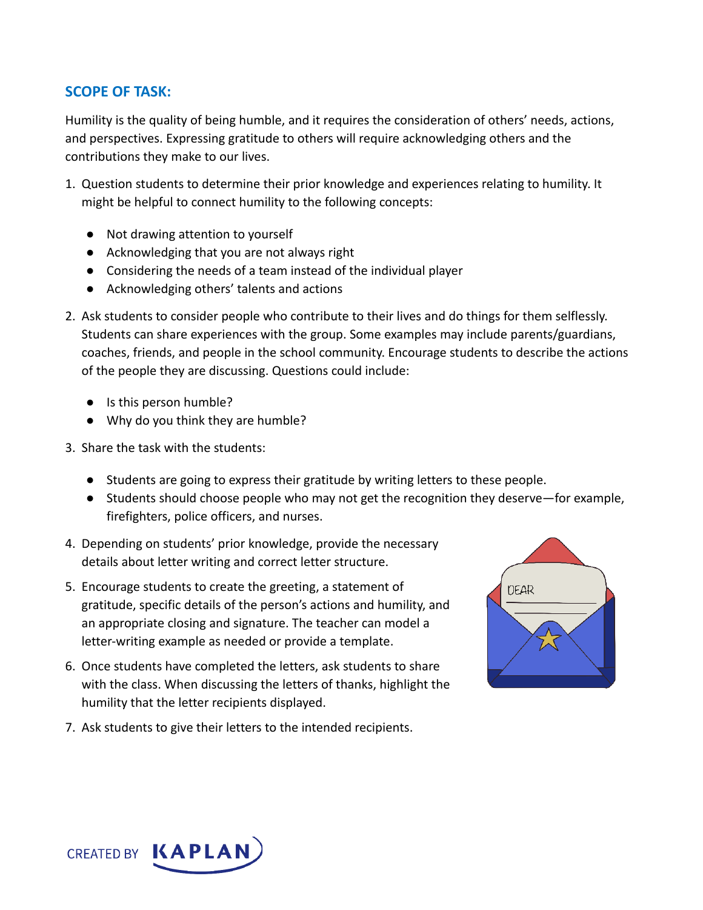## SCOPE OF TASK:

Humility is the quality of being humble, and it requires the consideration of others' needs, actions, and perspectives. Expressing gratitude to others will require acknowledging others and the contributions they make to our lives.

1. Question students to determine their prior knowledge and experiences relating to humility. It might be helpful to connect humility to the following concepts:
   - Not drawing attention to yourself
   - Acknowledging that you are not always right
   - Considering the needs of a team instead of the individual player
   - Acknowledging others' talents and actions
2. Ask students to consider people who contribute to their lives and do things for them selflessly. Students can share experiences with the group. Some examples may include parents/guardians, coaches, friends, and people in the school community. Encourage students to describe the actions of the people they are discussing. Questions could include:
   - Is this person humble?
   - Why do you think they are humble?
3. Share the task with the students:
   - Students are going to express their gratitude by writing letters to these people.
   - Students should choose people who may not get the recognition they deserve—for example, firefighters, police officers, and nurses.
4. Depending on students' prior knowledge, provide the necessary details about letter writing and correct letter structure.
5. Encourage students to create the greeting, a statement of gratitude, specific details of the person's actions and humility, and an appropriate closing and signature. The teacher can model a letter-writing example as needed or provide a template.
6. Once students have completed the letters, ask students to share with the class. When discussing the letters of thanks, highlight the humility that the letter recipients displayed.
7. Ask students to give their letters to the intended recipients.

CREATED BY KAPLAN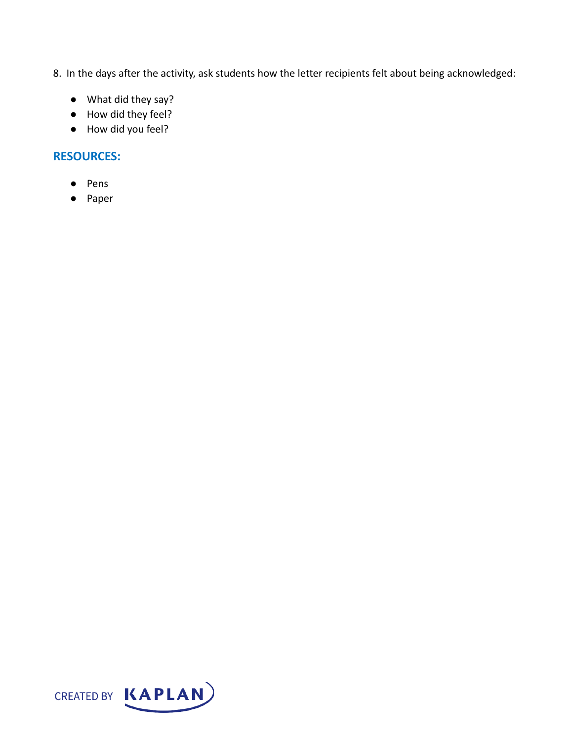8. In the days after the activity, ask students how the letter recipients felt about being acknowledged:

- What did they say?
- How did they feel?
- How did you feel?

## RESOURCES:

- Pens
- Paper

CREATED BY KAPLAN